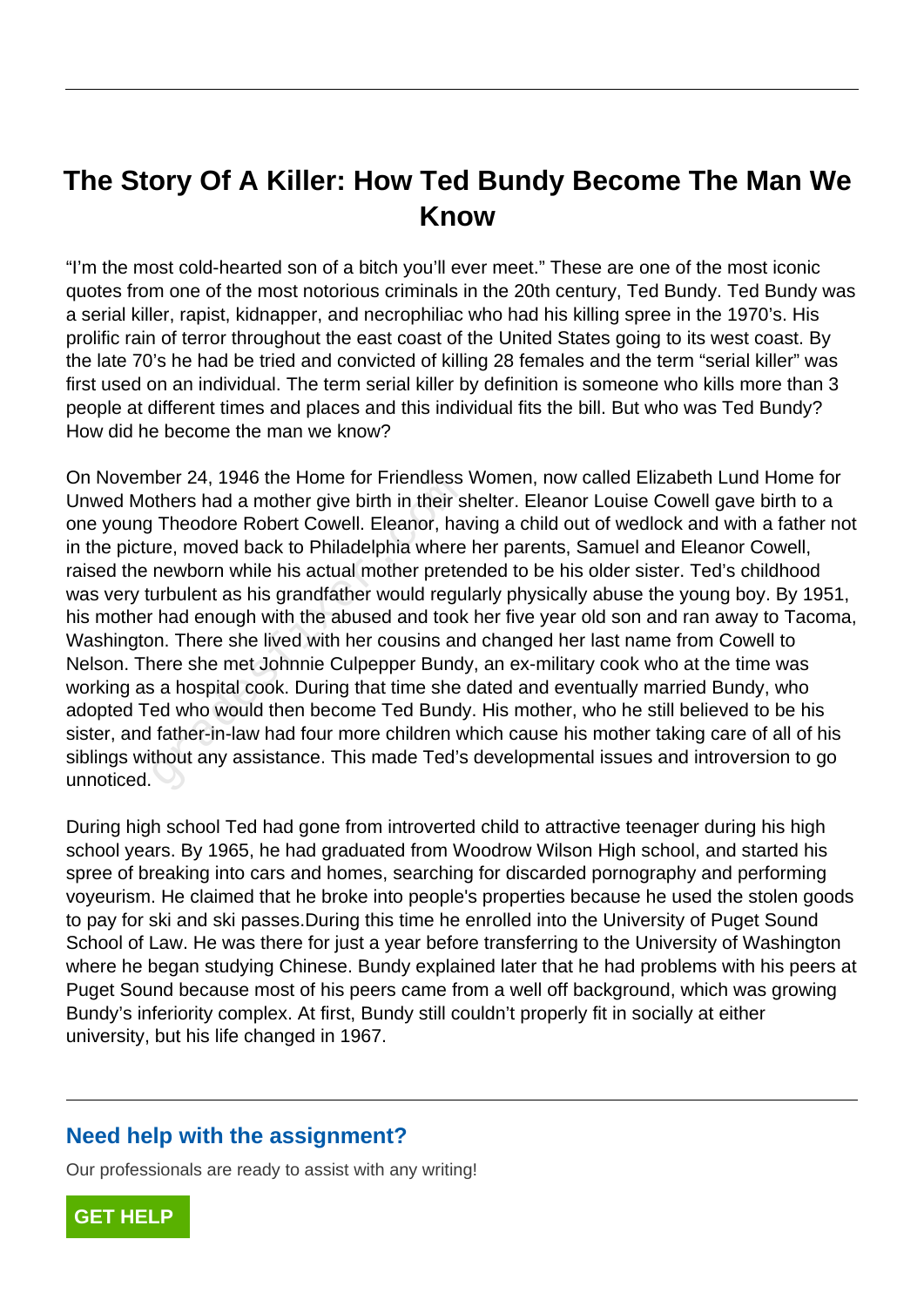# The Story Of A Killer: How Ted Bundy Become The Man We Know

"I'm the most cold-hearted son of a bitch you'll ever meet." These are one of the most iconic quotes from one of the most notorious criminals in the 20th century, Ted Bundy. Ted Bundy was a serial killer, rapist, kidnapper, and necrophiliac who had his killing spree in the 1970's. His prolific rain of terror throughout the east coast of the United States going to its west coast. By the late 70's he had be tried and convicted of killing 28 females and the term "serial killer" was first used on an individual. The term serial killer by definition is someone who kills more than 3 people at different times and places and this individual fits the bill. But who was Ted Bundy? How did he become the man we know?

On November 24, 1946 the Home for Friendless Women, now called Elizabeth Lund Home for Unwed Mothers had a mother give birth in their shelter. Eleanor Louise Cowell gave birth to a one young Theodore Robert Cowell. Eleanor, having a child out of wedlock and with a father not in the picture, moved back to Philadelphia where her parents, Samuel and Eleanor Cowell, raised the newborn while his actual mother pretended to be his older sister. Ted's childhood was very turbulent as his grandfather would regularly physically abuse the young boy. By 1951, his mother had enough with the abused and took her five year old son and ran away to Tacoma, Washington. There she lived with her cousins and changed her last name from Cowell to Nelson. There she met Johnnie Culpepper Bundy, an ex-military cook who at the time was working as a hospital cook. During that time she dated and eventually married Bundy, who adopted Ted who would then become Ted Bundy. His mother, who he still believed to be his sister, and father-in-law had four more children which cause his mother taking care of all of his siblings without any assistance. This made Ted's developmental issues and introversion to go unnoticed.

During high school Ted had gone from introverted child to attractive teenager during his high school years. By 1965, he had graduated from Woodrow Wilson High school, and started his spree of breaking into cars and homes, searching for discarded pornography and performing voyeurism. He claimed that he broke into people's properties because he used the stolen goods to pay for ski and ski passes.During this time he enrolled into the University of Puget Sound School of Law. He was there for just a year before transferring to the University of Washington where he began studying Chinese. Bundy explained later that he had problems with his peers at Puget Sound because most of his peers came from a well off background, which was growing Bundy's inferiority complex. At first, Bundy still couldn't properly fit in socially at either university, but his life changed in 1967.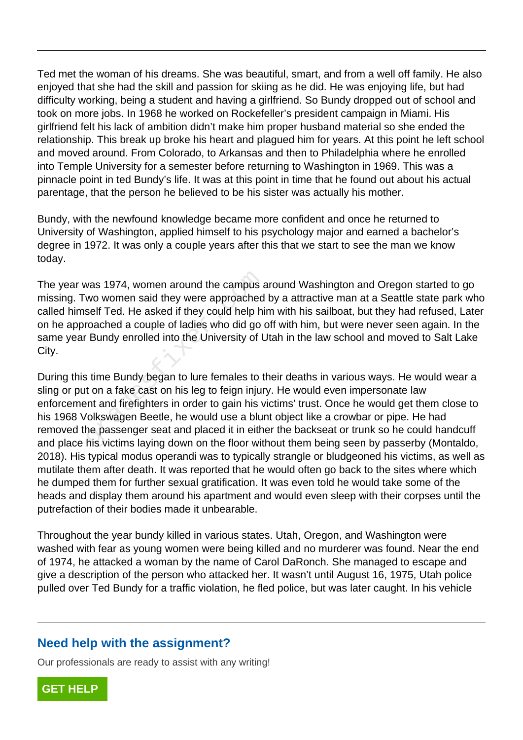Ted met the woman of his dreams. She was beautiful, smart, and from a well off family. He also enjoyed that she had the skill and passion for skiing as he did. He was enjoying life, but had difficulty working, being a student and having a girlfriend. So Bundy dropped out of school and took on more jobs. In 1968 he worked on Rockefeller's president campaign in Miami. His girlfriend felt his lack of ambition didn't make him proper husband material so she ended the relationship. This break up broke his heart and plagued him for years. At this point he left school and moved around. From Colorado, to Arkansas and then to Philadelphia where he enrolled into Temple University for a semester before returning to Washington in 1969. This was a pinnacle point in ted Bundy's life. It was at this point in time that he found out about his actual parentage, that the person he believed to be his sister was actually his mother.

Bundy, with the newfound knowledge became more confident and once he returned to University of Washington, applied himself to his psychology major and earned a bachelor's degree in 1972. It was only a couple years after this that we start to see the man we know today.

The year was 1974, women around the campus around Washington and Oregon started to go missing. Two women said they were approached by a attractive man at a Seattle state park who called himself Ted. He asked if they could help him with his sailboat, but they had refused, Later on he approached a couple of ladies who did go off with him, but were never seen again. In the same year Bundy enrolled into the University of Utah in the law school and moved to Salt Lake City.

During this time Bundy began to lure females to their deaths in various ways. He would wear a sling or put on a fake cast on his leg to feign injury. He would even impersonate law enforcement and firefighters in order to gain his victims' trust. Once he would get them close to his 1968 Volkswagen Beetle, he would use a blunt object like a crowbar or pipe. He had removed the passenger seat and placed it in either the backseat or trunk so he could handcuff and place his victims laying down on the floor without them being seen by passerby (Montaldo, 2018). His typical modus operandi was to typically strangle or bludgeoned his victims, as well as mutilate them after death. It was reported that he would often go back to the sites where which he dumped them for further sexual gratification. It was even told he would take some of the heads and display them around his apartment and would even sleep with their corpses until the putrefaction of their bodies made it unbearable.

Throughout the year bundy killed in various states. Utah, Oregon, and Washington were washed with fear as young women were being killed and no murderer was found. Near the end of 1974, he attacked a woman by the name of Carol DaRonch. She managed to escape and give a description of the person who attacked her. It wasn't until August 16, 1975, Utah police pulled over Ted Bundy for a traffic violation, he fled police, but was later caught. In his vehicle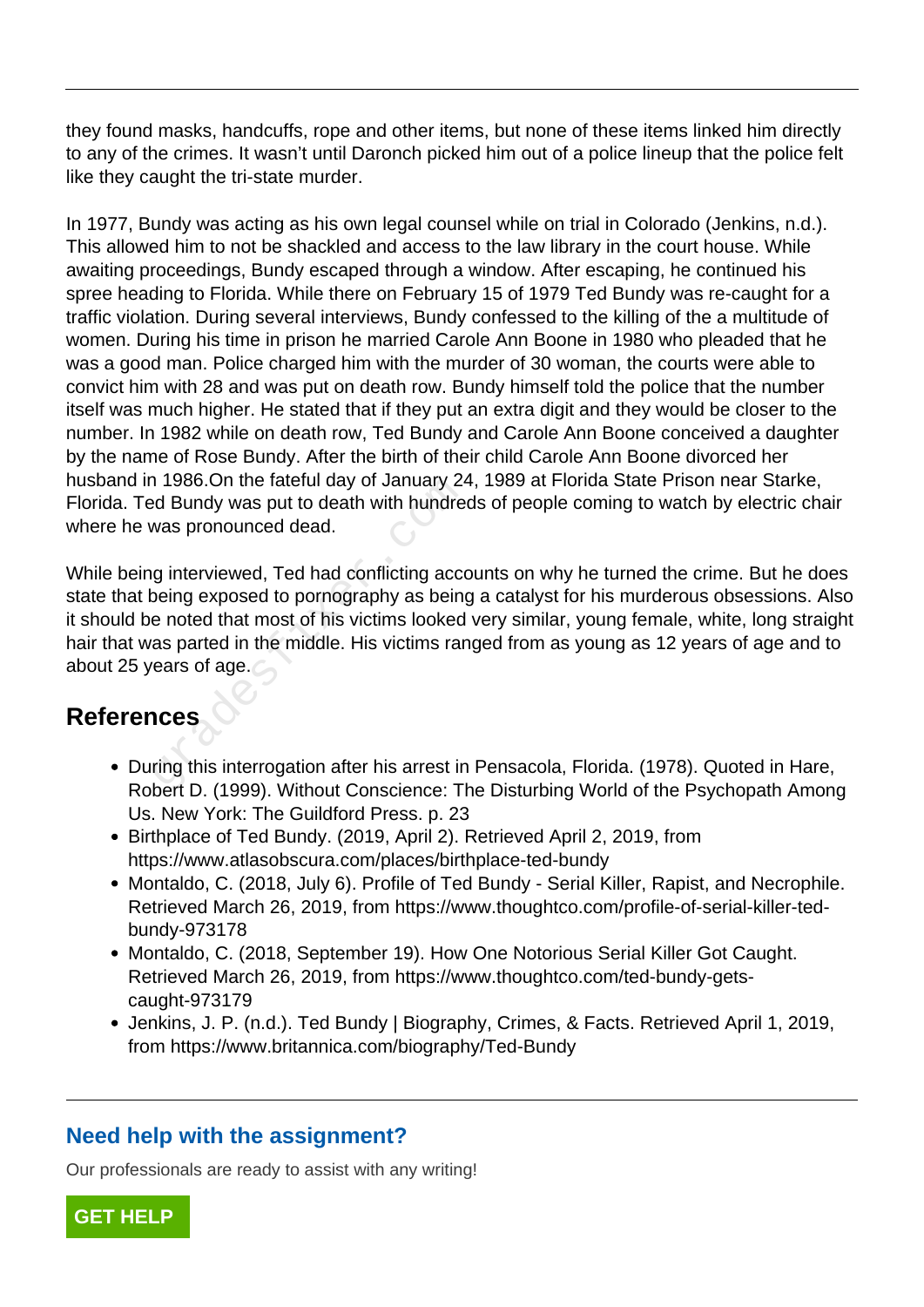they found masks, handcuffs, rope and other items, but none of these items linked him directly to any of the crimes. It wasn't until Daronch picked him out of a police lineup that the police felt like they caught the tri-state murder.

In 1977, Bundy was acting as his own legal counsel while on trial in Colorado (Jenkins, n.d.). This allowed him to not be shackled and access to the law library in the court house. While awaiting proceedings, Bundy escaped through a window. After escaping, he continued his spree heading to Florida. While there on February 15 of 1979 Ted Bundy was re-caught for a traffic violation. During several interviews, Bundy confessed to the killing of the a multitude of women. During his time in prison he married Carole Ann Boone in 1980 who pleaded that he was a good man. Police charged him with the murder of 30 woman, the courts were able to convict him with 28 and was put on death row. Bundy himself told the police that the number itself was much higher. He stated that if they put an extra digit and they would be closer to the number. In 1982 while on death row, Ted Bundy and Carole Ann Boone conceived a daughter by the name of Rose Bundy. After the birth of their child Carole Ann Boone divorced her husband in 1986.On the fateful day of January 24, 1989 at Florida State Prison near Starke, Florida. Ted Bundy was put to death with hundreds of people coming to watch by electric chair where he was pronounced dead.

While being interviewed, Ted had conflicting accounts on why he turned the crime. But he does state that being exposed to pornography as being a catalyst for his murderous obsessions. Also it should be noted that most of his victims looked very similar, young female, white, long straight hair that was parted in the middle. His victims ranged from as young as 12 years of age and to about 25 years of age.

## References

- During this interrogation after his arrest in Pensacola, Florida. (1978). Quoted in Hare, Robert D. (1999). Without Conscience: The Disturbing World of the Psychopath Among Us. New York: The Guildford Press. p. 23
- Birthplace of Ted Bundy. (2019, April 2). Retrieved April 2, 2019, from https://www.atlasobscura.com/places/birthplace-ted-bundy
- Montaldo, C. (2018, July 6). Profile of Ted Bundy - Serial Killer, Rapist, and Necrophile. Retrieved March 26, 2019, from https://www.thoughtco.com/profile-of-serial-killer-ted-bundy-973178
- Montaldo, C. (2018, September 19). How One Notorious Serial Killer Got Caught. Retrieved March 26, 2019, from https://www.thoughtco.com/ted-bundy-gets-caught-973179
- Jenkins, J. P. (n.d.). Ted Bundy | Biography, Crimes, & Facts. Retrieved April 1, 2019, from https://www.britannica.com/biography/Ted-Bundy

### Need help with the assignment?

Our professionals are ready to assist with any writing!

**GET HELP**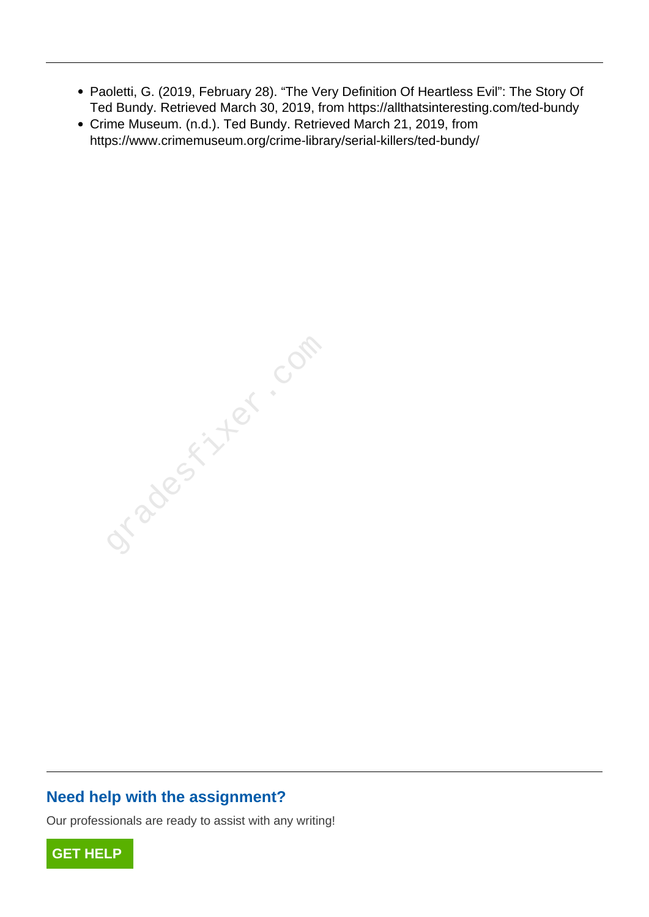- Paoletti, G. (2019, February 28). “The Very Definition Of Heartless Evil”: The Story Of Ted Bundy. Retrieved March 30, 2019, from https://allthatsinteresting.com/ted-bundy
- Crime Museum. (n.d.). Ted Bundy. Retrieved March 21, 2019, from https://www.crimemuseum.org/crime-library/serial-killers/ted-bundy/